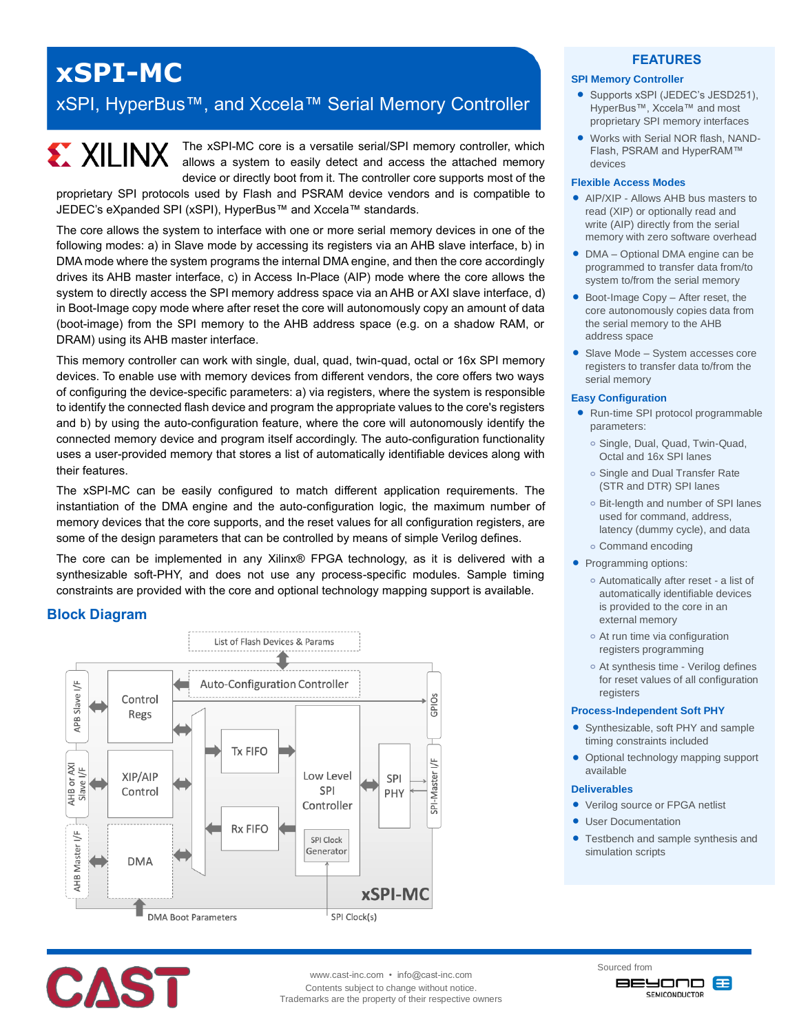# xSPI-MC

## xSPI, HyperBus™, and Xccela™ Serial Memory Controller

The xSPI-MC core is a versatile serial/SPI memory controller, which allows a system to easily detect and access the attached memory device or directly boot from it. The controller core supports most of the proprietary SPI protocols used by Flash and PSRAM device vendors and is compatible to JEDEC's eXpanded SPI (xSPI), HyperBus™ and Xccela™ standards.

The core allows the system to interface with one or more serial memory devices in one of the following modes: a) in Slave mode by accessing its registers via an AHB slave interface, b) in DMA mode where the system programs the internal DMA engine, and then the core accordingly drives its AHB master interface, c) in Access In-Place (AIP) mode where the core allows the system to directly access the SPI memory address space via an AHB or AXI slave interface, d) in Boot-Image copy mode where after reset the core will autonomously copy an amount of data (boot-image) from the SPI memory to the AHB address space (e.g. on a shadow RAM, or DRAM) using its AHB master interface.

This memory controller can work with single, dual, quad, twin-quad, octal or 16x SPI memory devices. To enable use with memory devices from different vendors, the core offers two ways of configuring the device-specific parameters: a) via registers, where the system is responsible to identify the connected flash device and program the appropriate values to the core's registers and b) by using the auto-configuration feature, where the core will autonomously identify the connected memory device and program itself accordingly. The auto-configuration functionality uses a user-provided memory that stores a list of automatically identifiable devices along with their features.

The xSPI-MC can be easily configured to match different application requirements. The instantiation of the DMA engine and the auto-configuration logic, the maximum number of memory devices that the core supports, and the reset values for all configuration registers, are some of the design parameters that can be controlled by means of simple Verilog defines.

The core can be implemented in any Xilinx® FPGA technology, as it is delivered with a synthesizable soft-PHY, and does not use any process-specific modules. Sample timing constraints are provided with the core and optional technology mapping support is available.

## Block Diagram

List of Flash Devices & Params
APB Slave I/F, Control Regs, Auto-Configuration Controller, GPIOs
AHB or AXI Slave I/F, XIP/AIP Control, Tx FIFO, Low Level SPI Controller, SPI PHY, SPI-Master I/F
AHB Master I/F, DMA, Rx FIFO, SPI Clock Generator
xSPI-MC
DMA Boot Parameters, SPI Clock(s)

## FEATURES

### SPI Memory Controller

- Supports xSPI (JEDEC's JESD251), HyperBus™, Xccela™ and most proprietary SPI memory interfaces
- Works with Serial NOR flash, NAND-Flash, PSRAM and HyperRAM™ devices

### Flexible Access Modes

- AIP/XIP - Allows AHB bus masters to read (XIP) or optionally read and write (AIP) directly from the serial memory with zero software overhead
- DMA – Optional DMA engine can be programmed to transfer data from/to system to/from the serial memory
- Boot-Image Copy – After reset, the core autonomously copies data from the serial memory to the AHB address space
- Slave Mode – System accesses core registers to transfer data to/from the serial memory

### Easy Configuration

- Run-time SPI protocol programmable parameters:
  - Single, Dual, Quad, Twin-Quad, Octal and 16x SPI lanes
  - Single and Dual Transfer Rate (STR and DTR) SPI lanes
  - Bit-length and number of SPI lanes used for command, address, latency (dummy cycle), and data
  - Command encoding
- Programming options:
  - Automatically after reset - a list of automatically identifiable devices is provided to the core in an external memory
  - At run time via configuration registers programming
  - At synthesis time - Verilog defines for reset values of all configuration registers

### Process-Independent Soft PHY

- Synthesizable, soft PHY and sample timing constraints included
- Optional technology mapping support available

### Deliverables

- Verilog source or FPGA netlist
- User Documentation
- Testbench and sample synthesis and simulation scripts

www.cast-inc.com • info@cast-inc.com
Contents subject to change without notice.
Trademarks are the property of their respective owners

Sourced from BEYOND SEMICONDUCTOR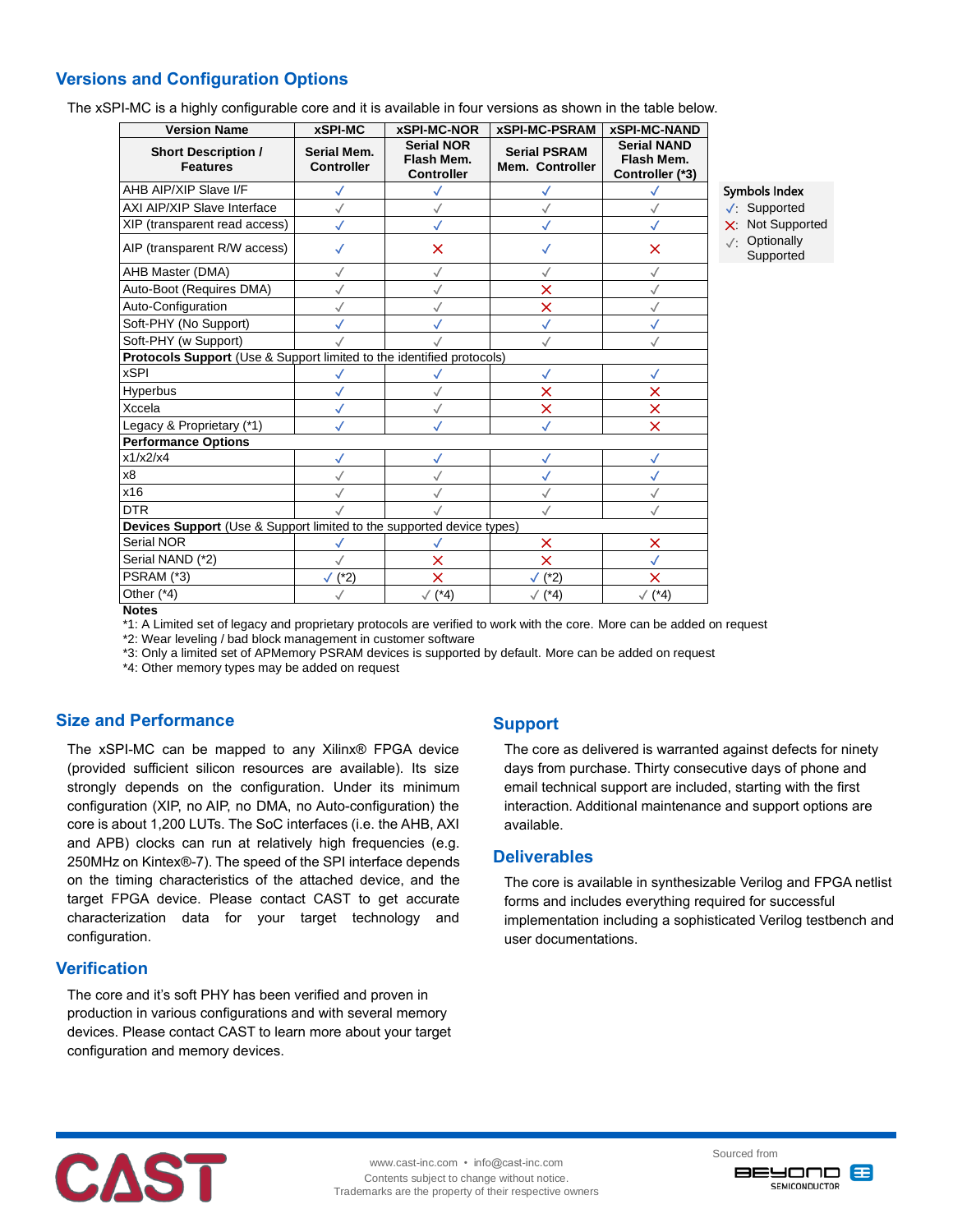## Versions and Configuration Options

The xSPI-MC is a highly configurable core and it is available in four versions as shown in the table below.

| Version Name | xSPI-MC | xSPI-MC-NOR | xSPI-MC-PSRAM | xSPI-MC-NAND |
|---|---|---|---|---|
| **Short Description / Features** | **Serial Mem. Controller** | **Serial NOR Flash Mem. Controller** | **Serial PSRAM Mem. Controller** | **Serial NAND Flash Mem. Controller (*3)** |
| AHB AIP/XIP Slave I/F | ✓ | ✓ | ✓ | ✓ |
| AXI AIP/XIP Slave Interface | √ | √ | √ | √ |
| XIP (transparent read access) | ✓ | ✓ | ✓ | ✓ |
| AIP (transparent R/W access) | ✓ | ✗ | ✓ | ✗ |
| AHB Master (DMA) | √ | √ | √ | √ |
| Auto-Boot (Requires DMA) | √ | √ | ✗ | √ |
| Auto-Configuration | √ | √ | ✗ | √ |
| Soft-PHY (No Support) | ✓ | ✓ | ✓ | ✓ |
| Soft-PHY (w Support) | √ | √ | √ | √ |
| **Protocols Support** (Use & Support limited to the identified protocols) | | | | |
| xSPI | ✓ | ✓ | ✓ | ✓ |
| Hyperbus | ✓ | √ | ✗ | ✗ |
| Xccela | ✓ | √ | ✗ | ✗ |
| Legacy & Proprietary (*1) | ✓ | ✓ | ✓ | ✗ |
| **Performance Options** | | | | |
| x1/x2/x4 | ✓ | ✓ | ✓ | ✓ |
| x8 | √ | √ | ✓ | ✓ |
| x16 | √ | √ | √ | √ |
| DTR | √ | √ | √ | √ |
| **Devices Support** (Use & Support limited to the supported device types) | | | | |
| Serial NOR | ✓ | ✓ | ✗ | ✗ |
| Serial NAND (*2) | √ | ✗ | ✗ | ✓ |
| PSRAM (*3) | ✓ (*2) | ✗ | ✓ (*2) | ✗ |
| Other (*4) | √ | √ (*4) | √ (*4) | √ (*4) |

**Symbols Index**
- ✓: Supported
- ✗: Not Supported
- √: Optionally Supported

**Notes**

*1: A Limited set of legacy and proprietary protocols are verified to work with the core. More can be added on request
*2: Wear leveling / bad block management in customer software
*3: Only a limited set of APMemory PSRAM devices is supported by default. More can be added on request
*4: Other memory types may be added on request

## Size and Performance

The xSPI-MC can be mapped to any Xilinx® FPGA device (provided sufficient silicon resources are available). Its size strongly depends on the configuration. Under its minimum configuration (XIP, no AIP, no DMA, no Auto-configuration) the core is about 1,200 LUTs. The SoC interfaces (i.e. the AHB, AXI and APB) clocks can run at relatively high frequencies (e.g. 250MHz on Kintex®-7). The speed of the SPI interface depends on the timing characteristics of the attached device, and the target FPGA device. Please contact CAST to get accurate characterization data for your target technology and configuration.

## Verification

The core and it's soft PHY has been verified and proven in production in various configurations and with several memory devices. Please contact CAST to learn more about your target configuration and memory devices.

## Support

The core as delivered is warranted against defects for ninety days from purchase. Thirty consecutive days of phone and email technical support are included, starting with the first interaction. Additional maintenance and support options are available.

## Deliverables

The core is available in synthesizable Verilog and FPGA netlist forms and includes everything required for successful implementation including a sophisticated Verilog testbench and user documentations.

CAST

www.cast-inc.com • info@cast-inc.com
Contents subject to change without notice.
Trademarks are the property of their respective owners

Sourced from
BEYOND SEMICONDUCTOR